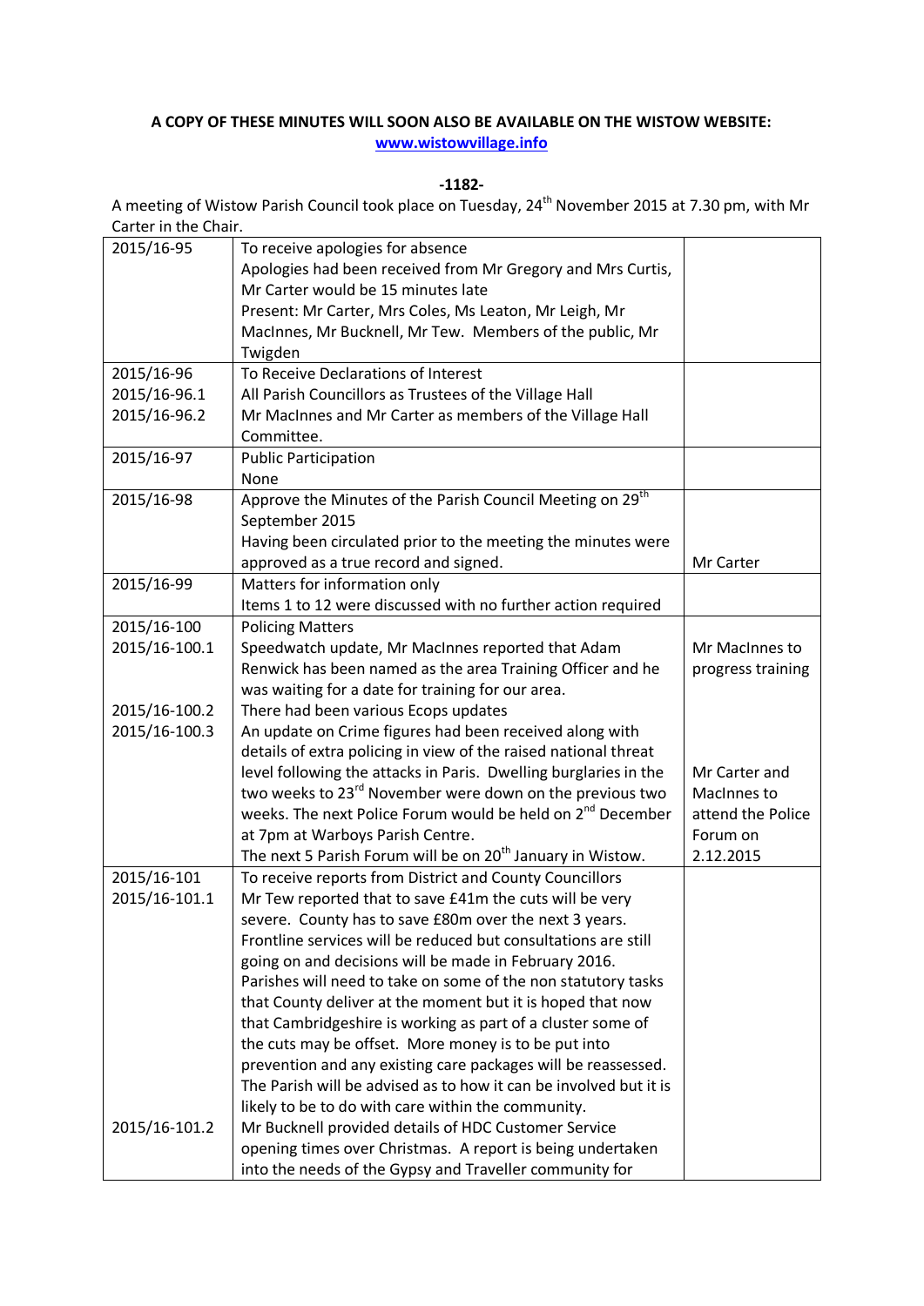**A COPY OF THESE MINUTES WILL SOON ALSO BE AVAILABLE ON THE WISTOW WEBSITE: www.wistowvillage.info**

**-1182-**

A meeting of Wistow Parish Council took place on Tuesday, 24th November 2015 at 7.30 pm, with Mr Carter in the Chair.

| | | |
|---|---|---|
| 2015/16-95 | To receive apologies for absence<br>Apologies had been received from Mr Gregory and Mrs Curtis, Mr Carter would be 15 minutes late<br>Present: Mr Carter, Mrs Coles, Ms Leaton, Mr Leigh, Mr MacInnes, Mr Bucknell, Mr Tew. Members of the public, Mr Twigden | |
| 2015/16-96<br>2015/16-96.1<br>2015/16-96.2 | To Receive Declarations of Interest<br>All Parish Councillors as Trustees of the Village Hall<br>Mr MacInnes and Mr Carter as members of the Village Hall Committee. | |
| 2015/16-97 | Public Participation<br>None | |
| 2015/16-98 | Approve the Minutes of the Parish Council Meeting on 29th September 2015<br>Having been circulated prior to the meeting the minutes were approved as a true record and signed. | Mr Carter |
| 2015/16-99 | Matters for information only<br>Items 1 to 12 were discussed with no further action required | |
| 2015/16-100<br>2015/16-100.1 | Policing Matters<br>Speedwatch update, Mr MacInnes reported that Adam Renwick has been named as the area Training Officer and he was waiting for a date for training for our area. | Mr MacInnes to progress training |
| 2015/16-100.2<br>2015/16-100.3 | There had been various Ecops updates<br>An update on Crime figures had been received along with details of extra policing in view of the raised national threat level following the attacks in Paris. Dwelling burglaries in the two weeks to 23rd November were down on the previous two weeks. The next Police Forum would be held on 2nd December at 7pm at Warboys Parish Centre.<br>The next 5 Parish Forum will be on 20th January in Wistow. | Mr Carter and MacInnes to attend the Police Forum on 2.12.2015 |
| 2015/16-101<br>2015/16-101.1 | To receive reports from District and County Councillors<br>Mr Tew reported that to save £41m the cuts will be very severe. County has to save £80m over the next 3 years. Frontline services will be reduced but consultations are still going on and decisions will be made in February 2016. Parishes will need to take on some of the non statutory tasks that County deliver at the moment but it is hoped that now that Cambridgeshire is working as part of a cluster some of the cuts may be offset. More money is to be put into prevention and any existing care packages will be reassessed. The Parish will be advised as to how it can be involved but it is likely to be to do with care within the community. | |
| 2015/16-101.2 | Mr Bucknell provided details of HDC Customer Service opening times over Christmas. A report is being undertaken into the needs of the Gypsy and Traveller community for | |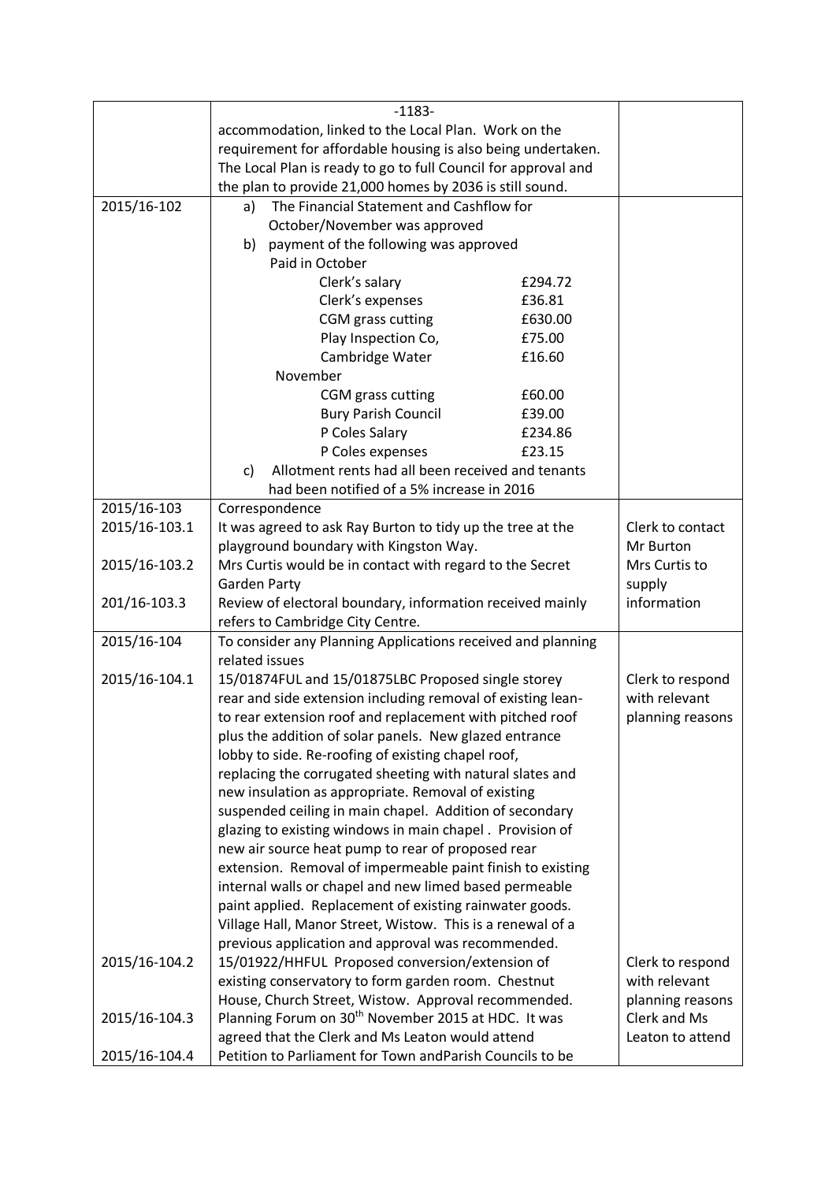| | -1183- | |
|---|---|---|
| | accommodation, linked to the Local Plan. Work on the requirement for affordable housing is also being undertaken. The Local Plan is ready to go to full Council for approval and the plan to provide 21,000 homes by 2036 is still sound. | |
| 2015/16-102 | a) The Financial Statement and Cashflow for October/November was approved<br>b) payment of the following was approved<br>Paid in October<br>Clerk's salary £294.72<br>Clerk's expenses £36.81<br>CGM grass cutting £630.00<br>Play Inspection Co, £75.00<br>Cambridge Water £16.60<br>November<br>CGM grass cutting £60.00<br>Bury Parish Council £39.00<br>P Coles Salary £234.86<br>P Coles expenses £23.15<br>c) Allotment rents had all been received and tenants had been notified of a 5% increase in 2016 | |
| 2015/16-103 | Correspondence | |
| 2015/16-103.1 | It was agreed to ask Ray Burton to tidy up the tree at the playground boundary with Kingston Way. | Clerk to contact Mr Burton |
| 2015/16-103.2 | Mrs Curtis would be in contact with regard to the Secret Garden Party | Mrs Curtis to supply information |
| 201/16-103.3 | Review of electoral boundary, information received mainly refers to Cambridge City Centre. | |
| 2015/16-104 | To consider any Planning Applications received and planning related issues | |
| 2015/16-104.1 | 15/01874FUL and 15/01875LBC Proposed single storey rear and side extension including removal of existing lean-to rear extension roof and replacement with pitched roof plus the addition of solar panels. New glazed entrance lobby to side. Re-roofing of existing chapel roof, replacing the corrugated sheeting with natural slates and new insulation as appropriate. Removal of existing suspended ceiling in main chapel. Addition of secondary glazing to existing windows in main chapel . Provision of new air source heat pump to rear of proposed rear extension. Removal of impermeable paint finish to existing internal walls or chapel and new limed based permeable paint applied. Replacement of existing rainwater goods. Village Hall, Manor Street, Wistow. This is a renewal of a previous application and approval was recommended. | Clerk to respond with relevant planning reasons |
| 2015/16-104.2 | 15/01922/HHFUL Proposed conversion/extension of existing conservatory to form garden room. Chestnut House, Church Street, Wistow. Approval recommended. | Clerk to respond with relevant planning reasons |
| 2015/16-104.3 | Planning Forum on 30th November 2015 at HDC. It was agreed that the Clerk and Ms Leaton would attend | Clerk and Ms Leaton to attend |
| 2015/16-104.4 | Petition to Parliament for Town andParish Councils to be | |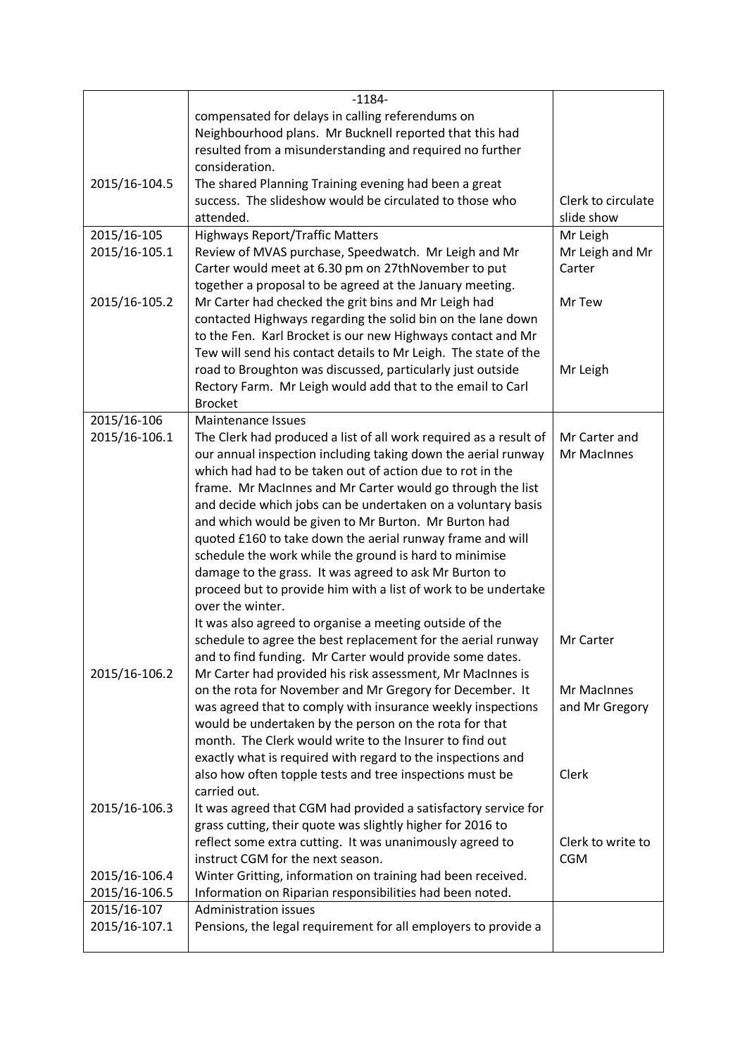| | -1184- | |
|---|---|---|
| | compensated for delays in calling referendums on Neighbourhood plans. Mr Bucknell reported that this had resulted from a misunderstanding and required no further consideration. | |
| 2015/16-104.5 | The shared Planning Training evening had been a great success. The slideshow would be circulated to those who attended. | Clerk to circulate slide show |
| 2015/16-105 | Highways Report/Traffic Matters | Mr Leigh |
| 2015/16-105.1 | Review of MVAS purchase, Speedwatch. Mr Leigh and Mr Carter would meet at 6.30 pm on 27thNovember to put together a proposal to be agreed at the January meeting. | Mr Leigh and Mr Carter |
| 2015/16-105.2 | Mr Carter had checked the grit bins and Mr Leigh had contacted Highways regarding the solid bin on the lane down to the Fen. Karl Brocket is our new Highways contact and Mr Tew will send his contact details to Mr Leigh. The state of the road to Broughton was discussed, particularly just outside Rectory Farm. Mr Leigh would add that to the email to Carl Brocket | Mr Tew<br><br>Mr Leigh |
| 2015/16-106 | Maintenance Issues | |
| 2015/16-106.1 | The Clerk had produced a list of all work required as a result of our annual inspection including taking down the aerial runway which had had to be taken out of action due to rot in the frame. Mr MacInnes and Mr Carter would go through the list and decide which jobs can be undertaken on a voluntary basis and which would be given to Mr Burton. Mr Burton had quoted £160 to take down the aerial runway frame and will schedule the work while the ground is hard to minimise damage to the grass. It was agreed to ask Mr Burton to proceed but to provide him with a list of work to be undertake over the winter.<br>It was also agreed to organise a meeting outside of the schedule to agree the best replacement for the aerial runway and to find funding. Mr Carter would provide some dates. | Mr Carter and Mr MacInnes<br><br>Mr Carter |
| 2015/16-106.2 | Mr Carter had provided his risk assessment, Mr MacInnes is on the rota for November and Mr Gregory for December. It was agreed that to comply with insurance weekly inspections would be undertaken by the person on the rota for that month. The Clerk would write to the Insurer to find out exactly what is required with regard to the inspections and also how often topple tests and tree inspections must be carried out. | Mr MacInnes and Mr Gregory<br><br>Clerk |
| 2015/16-106.3 | It was agreed that CGM had provided a satisfactory service for grass cutting, their quote was slightly higher for 2016 to reflect some extra cutting. It was unanimously agreed to instruct CGM for the next season. | Clerk to write to CGM |
| 2015/16-106.4 | Winter Gritting, information on training had been received. | |
| 2015/16-106.5 | Information on Riparian responsibilities had been noted. | |
| 2015/16-107 | Administration issues | |
| 2015/16-107.1 | Pensions, the legal requirement for all employers to provide a | |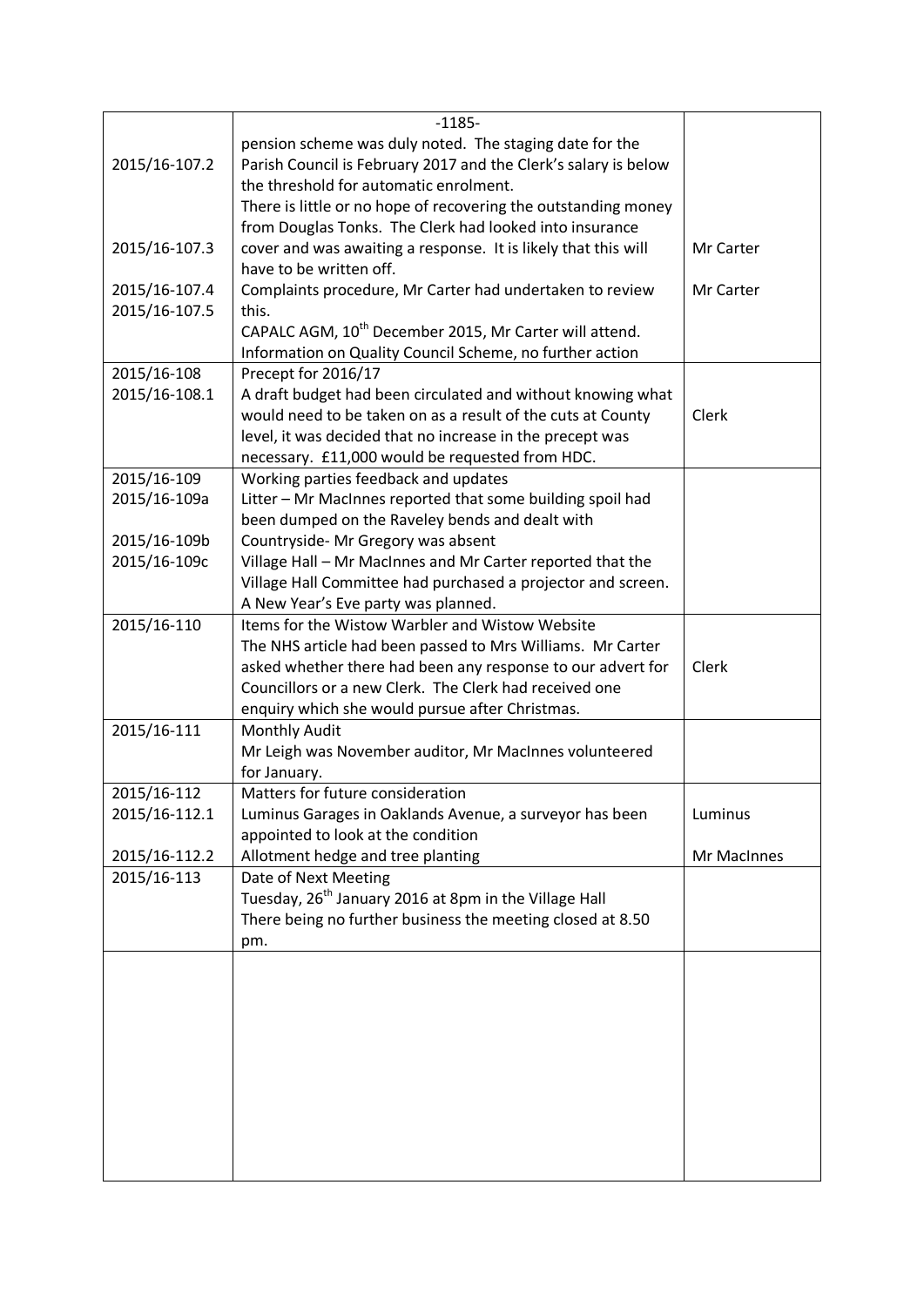| | -1185- | |
|---|---|---|
| 2015/16-107.2 | pension scheme was duly noted. The staging date for the Parish Council is February 2017 and the Clerk's salary is below the threshold for automatic enrolment. | |
| 2015/16-107.3 | There is little or no hope of recovering the outstanding money from Douglas Tonks. The Clerk had looked into insurance cover and was awaiting a response. It is likely that this will have to be written off. | Mr Carter |
| 2015/16-107.4 | Complaints procedure, Mr Carter had undertaken to review this. | Mr Carter |
| 2015/16-107.5 | CAPALC AGM, 10th December 2015, Mr Carter will attend. Information on Quality Council Scheme, no further action | |
| 2015/16-108 | Precept for 2016/17 | |
| 2015/16-108.1 | A draft budget had been circulated and without knowing what would need to be taken on as a result of the cuts at County level, it was decided that no increase in the precept was necessary. £11,000 would be requested from HDC. | Clerk |
| 2015/16-109 | Working parties feedback and updates | |
| 2015/16-109a | Litter – Mr MacInnes reported that some building spoil had been dumped on the Raveley bends and dealt with | |
| 2015/16-109b | Countryside- Mr Gregory was absent | |
| 2015/16-109c | Village Hall – Mr MacInnes and Mr Carter reported that the Village Hall Committee had purchased a projector and screen. A New Year's Eve party was planned. | |
| 2015/16-110 | Items for the Wistow Warbler and Wistow Website<br>The NHS article had been passed to Mrs Williams. Mr Carter asked whether there had been any response to our advert for Councillors or a new Clerk. The Clerk had received one enquiry which she would pursue after Christmas. | Clerk |
| 2015/16-111 | Monthly Audit<br>Mr Leigh was November auditor, Mr MacInnes volunteered for January. | |
| 2015/16-112 | Matters for future consideration | |
| 2015/16-112.1 | Luminus Garages in Oaklands Avenue, a surveyor has been appointed to look at the condition | Luminus |
| 2015/16-112.2 | Allotment hedge and tree planting | Mr MacInnes |
| 2015/16-113 | Date of Next Meeting<br>Tuesday, 26th January 2016 at 8pm in the Village Hall<br>There being no further business the meeting closed at 8.50 pm. | |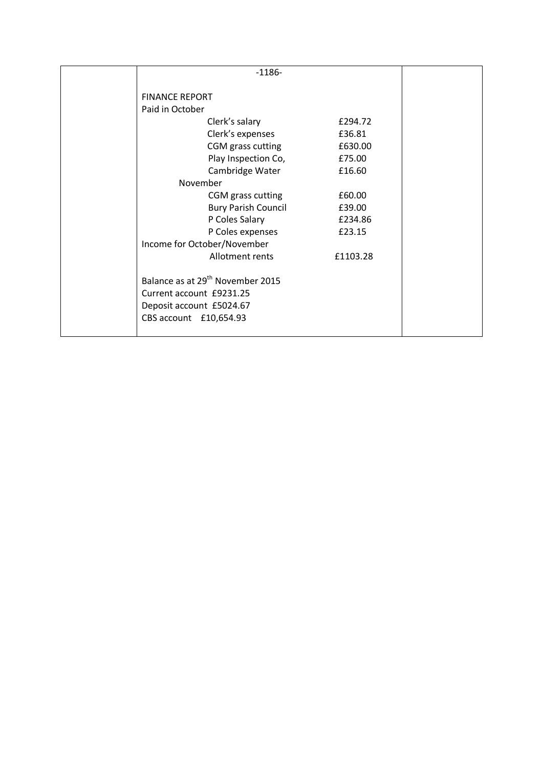FINANCE REPORT

Paid in October

| | |
|---|---|
| Clerk's salary | £294.72 |
| Clerk's expenses | £36.81 |
| CGM grass cutting | £630.00 |
| Play Inspection Co, | £75.00 |
| Cambridge Water | £16.60 |

November

| | |
|---|---|
| CGM grass cutting | £60.00 |
| Bury Parish Council | £39.00 |
| P Coles Salary | £234.86 |
| P Coles expenses | £23.15 |

Income for October/November

| | |
|---|---|
| Allotment rents | £1103.28 |

Balance as at 29th November 2015

Current account £9231.25

Deposit account £5024.67

CBS account £10,654.93